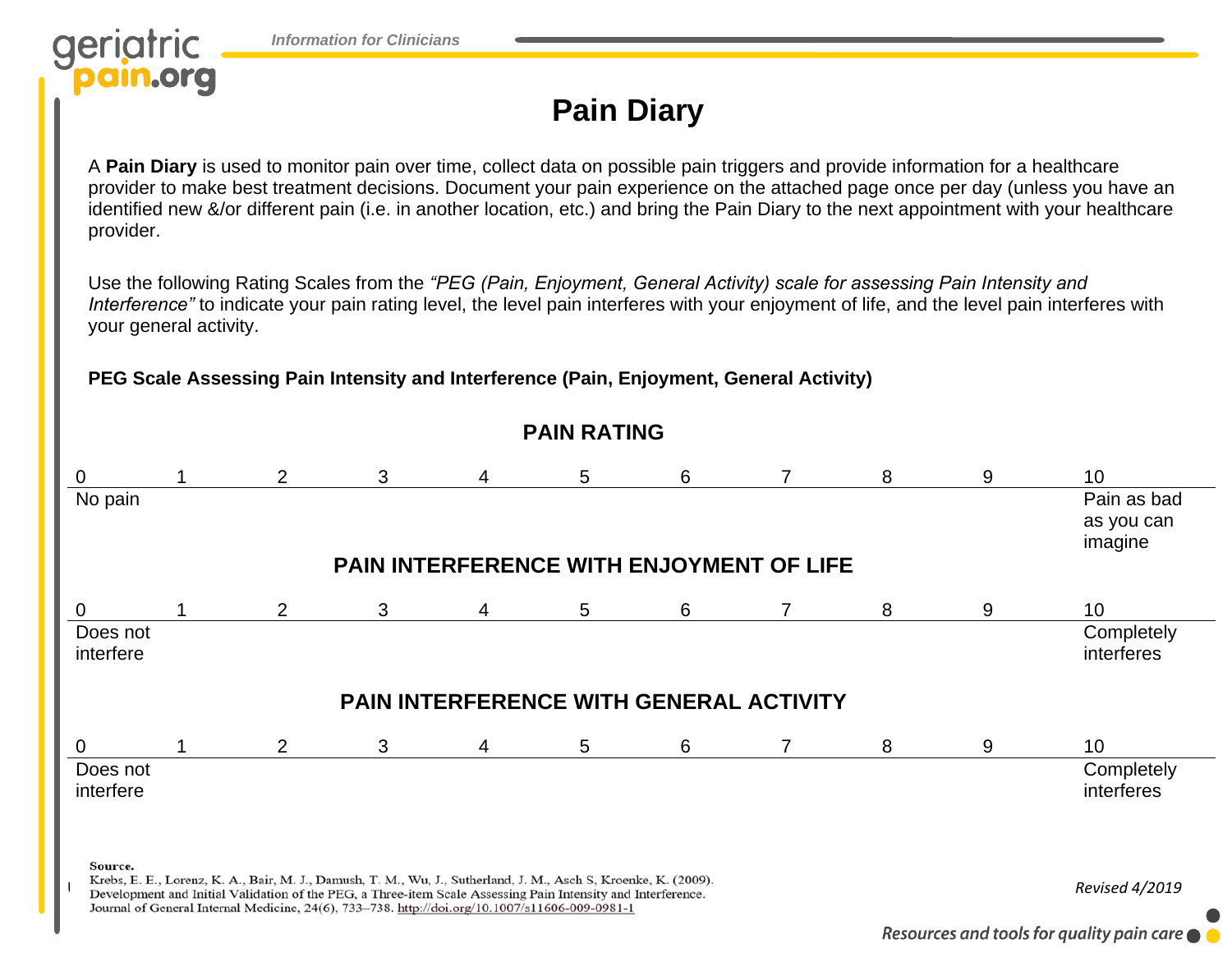# Pain Diary

A **Pain Diary** is used to monitor pain over time, collect data on possible pain triggers and provide information for a healthcare provider to make best treatment decisions. Document your pain experience on the attached page once per day (unless you have an identified new &/or different pain (i.e. in another location, etc.) and bring the Pain Diary to the next appointment with your healthcare provider.

Use the following Rating Scales from the *"PEG (Pain, Enjoyment, General Activity) scale for assessing Pain Intensity and Interference"* to indicate your pain rating level, the level pain interferes with your enjoyment of life, and the level pain interferes with your general activity.

**PEG Scale Assessing Pain Intensity and Interference (Pain, Enjoyment, General Activity)**

### PAIN RATING

| 0 | 1 | 2 | 3 | 4 | 5 | 6 | 7 | 8 | 9 | 10 |
|---|---|---|---|---|---|---|---|---|---|---|
| No pain | | | | | | | | | | Pain as bad as you can imagine |

### PAIN INTERFERENCE WITH ENJOYMENT OF LIFE

| 0 | 1 | 2 | 3 | 4 | 5 | 6 | 7 | 8 | 9 | 10 |
|---|---|---|---|---|---|---|---|---|---|---|
| Does not interfere | | | | | | | | | | Completely interferes |

### PAIN INTERFERENCE WITH GENERAL ACTIVITY

| 0 | 1 | 2 | 3 | 4 | 5 | 6 | 7 | 8 | 9 | 10 |
|---|---|---|---|---|---|---|---|---|---|---|
| Does not interfere | | | | | | | | | | Completely interferes |

**Source.**
Krebs, E. E., Lorenz, K. A., Bair, M. J., Damush, T. M., Wu, J., Sutherland, J. M., Asch S, Kroenke, K. (2009). Development and Initial Validation of the PEG, a Three-item Scale Assessing Pain Intensity and Interference. Journal of General Internal Medicine, 24(6), 733–738. http://doi.org/10.1007/s11606-009-0981-1

*Revised 4/2019*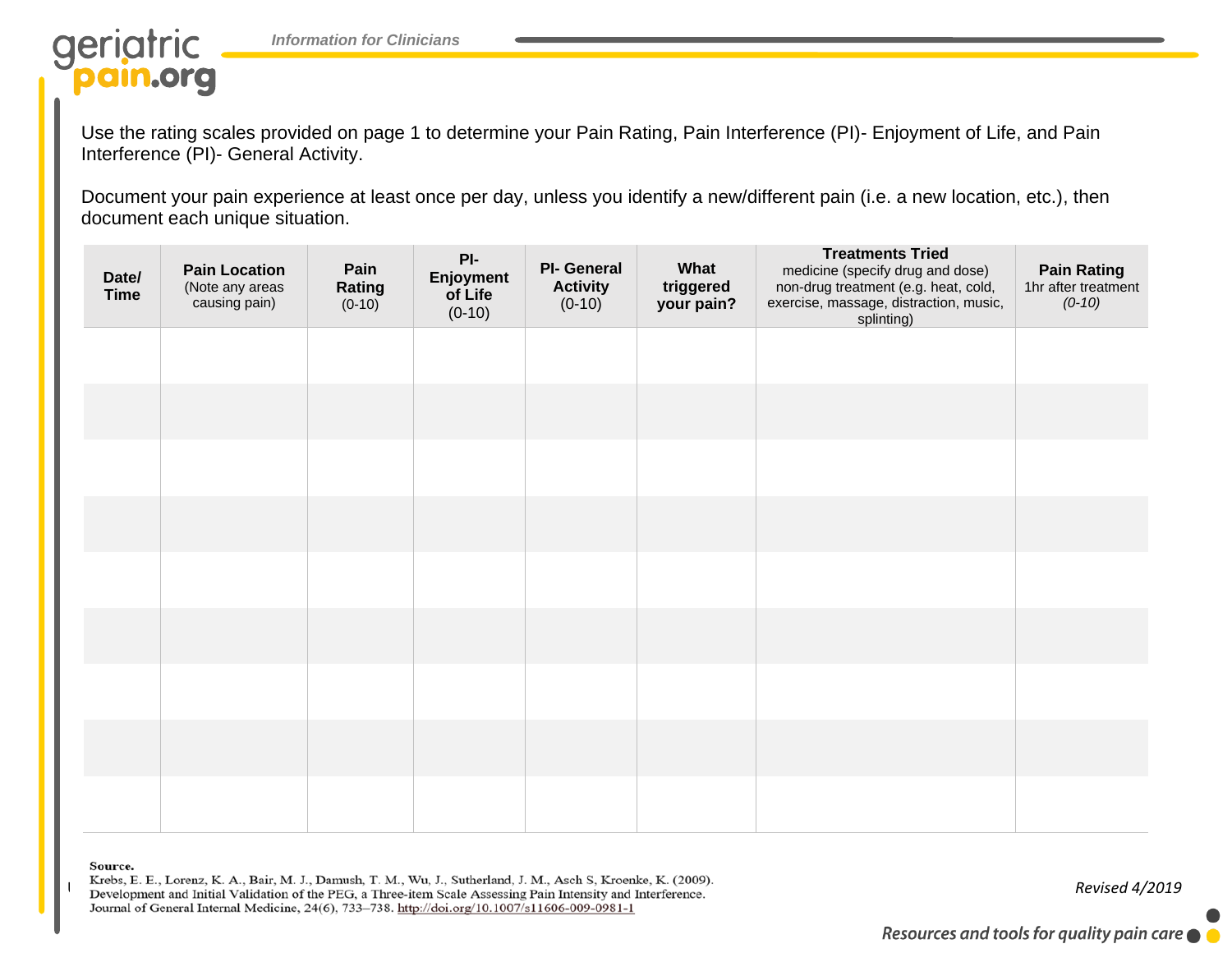Use the rating scales provided on page 1 to determine your Pain Rating, Pain Interference (PI)- Enjoyment of Life, and Pain Interference (PI)- General Activity.

Document your pain experience at least once per day, unless you identify a new/different pain (i.e. a new location, etc.), then document each unique situation.

| **Date/ Time** | **Pain Location** (Note any areas causing pain) | **Pain Rating** (0-10) | **PI- Enjoyment of Life** (0-10) | **PI- General Activity** (0-10) | **What triggered your pain?** | **Treatments Tried** medicine (specify drug and dose) non-drug treatment (e.g. heat, cold, exercise, massage, distraction, music, splinting) | **Pain Rating** 1hr after treatment *(0-10)* |
|---|---|---|---|---|---|---|---|
| | | | | | | | |
| | | | | | | | |
| | | | | | | | |
| | | | | | | | |
| | | | | | | | |
| | | | | | | | |
| | | | | | | | |
| | | | | | | | |
| | | | | | | | |

**Source.**
Krebs, E. E., Lorenz, K. A., Bair, M. J., Damush, T. M., Wu, J., Sutherland, J. M., Asch S, Kroenke, K. (2009). Development and Initial Validation of the PEG, a Three-item Scale Assessing Pain Intensity and Interference. Journal of General Internal Medicine, 24(6), 733–738. http://doi.org/10.1007/s11606-009-0981-1

*Revised 4/2019*